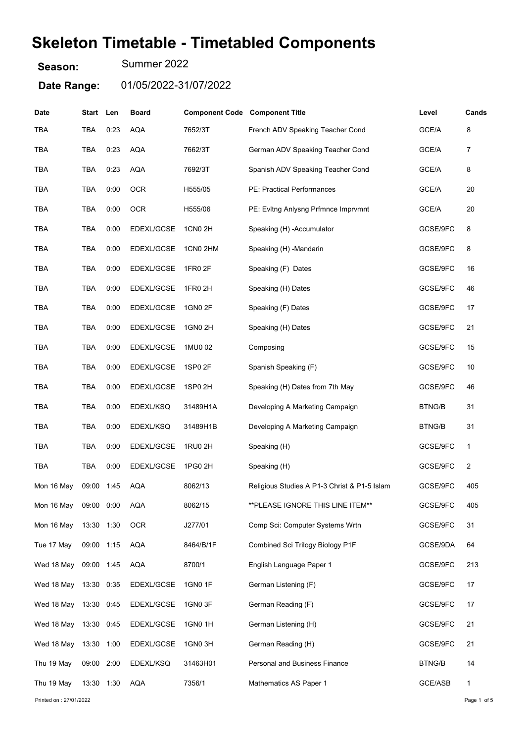# Skeleton Timetable - Timetabled Components

**Season:** Summer 2022

**Date Range:** 01/05/2022-31/07/2022

| Date | Start | Len | Board | Component Code | Component Title | Level | Cands |
|---|---|---|---|---|---|---|---|
| TBA | TBA | 0:23 | AQA | 7652/3T | French ADV Speaking Teacher Cond | GCE/A | 8 |
| TBA | TBA | 0:23 | AQA | 7662/3T | German ADV Speaking Teacher Cond | GCE/A | 7 |
| TBA | TBA | 0:23 | AQA | 7692/3T | Spanish ADV Speaking Teacher Cond | GCE/A | 8 |
| TBA | TBA | 0:00 | OCR | H555/05 | PE: Practical Performances | GCE/A | 20 |
| TBA | TBA | 0:00 | OCR | H555/06 | PE: Evltng Anlysng Prfmnce Imprvmnt | GCE/A | 20 |
| TBA | TBA | 0:00 | EDEXL/GCSE | 1CN0 2H | Speaking (H) -Accumulator | GCSE/9FC | 8 |
| TBA | TBA | 0:00 | EDEXL/GCSE | 1CN0 2HM | Speaking (H) -Mandarin | GCSE/9FC | 8 |
| TBA | TBA | 0:00 | EDEXL/GCSE | 1FR0 2F | Speaking (F) Dates | GCSE/9FC | 16 |
| TBA | TBA | 0:00 | EDEXL/GCSE | 1FR0 2H | Speaking (H) Dates | GCSE/9FC | 46 |
| TBA | TBA | 0:00 | EDEXL/GCSE | 1GN0 2F | Speaking (F) Dates | GCSE/9FC | 17 |
| TBA | TBA | 0:00 | EDEXL/GCSE | 1GN0 2H | Speaking (H) Dates | GCSE/9FC | 21 |
| TBA | TBA | 0:00 | EDEXL/GCSE | 1MU0 02 | Composing | GCSE/9FC | 15 |
| TBA | TBA | 0:00 | EDEXL/GCSE | 1SP0 2F | Spanish Speaking (F) | GCSE/9FC | 10 |
| TBA | TBA | 0:00 | EDEXL/GCSE | 1SP0 2H | Speaking (H) Dates from 7th May | GCSE/9FC | 46 |
| TBA | TBA | 0:00 | EDEXL/KSQ | 31489H1A | Developing A Marketing Campaign | BTNG/B | 31 |
| TBA | TBA | 0:00 | EDEXL/KSQ | 31489H1B | Developing A Marketing Campaign | BTNG/B | 31 |
| TBA | TBA | 0:00 | EDEXL/GCSE | 1RU0 2H | Speaking (H) | GCSE/9FC | 1 |
| TBA | TBA | 0:00 | EDEXL/GCSE | 1PG0 2H | Speaking (H) | GCSE/9FC | 2 |
| Mon 16 May | 09:00 | 1:45 | AQA | 8062/13 | Religious Studies A P1-3 Christ & P1-5 Islam | GCSE/9FC | 405 |
| Mon 16 May | 09:00 | 0:00 | AQA | 8062/15 | **PLEASE IGNORE THIS LINE ITEM** | GCSE/9FC | 405 |
| Mon 16 May | 13:30 | 1:30 | OCR | J277/01 | Comp Sci: Computer Systems Wrtn | GCSE/9FC | 31 |
| Tue 17 May | 09:00 | 1:15 | AQA | 8464/B/1F | Combined Sci Trilogy Biology P1F | GCSE/9DA | 64 |
| Wed 18 May | 09:00 | 1:45 | AQA | 8700/1 | English Language Paper 1 | GCSE/9FC | 213 |
| Wed 18 May | 13:30 | 0:35 | EDEXL/GCSE | 1GN0 1F | German Listening (F) | GCSE/9FC | 17 |
| Wed 18 May | 13:30 | 0:45 | EDEXL/GCSE | 1GN0 3F | German Reading (F) | GCSE/9FC | 17 |
| Wed 18 May | 13:30 | 0:45 | EDEXL/GCSE | 1GN0 1H | German Listening (H) | GCSE/9FC | 21 |
| Wed 18 May | 13:30 | 1:00 | EDEXL/GCSE | 1GN0 3H | German Reading (H) | GCSE/9FC | 21 |
| Thu 19 May | 09:00 | 2:00 | EDEXL/KSQ | 31463H01 | Personal and Business Finance | BTNG/B | 14 |
| Thu 19 May | 13:30 | 1:30 | AQA | 7356/1 | Mathematics AS Paper 1 | GCE/ASB | 1 |

Printed on : 27/01/2022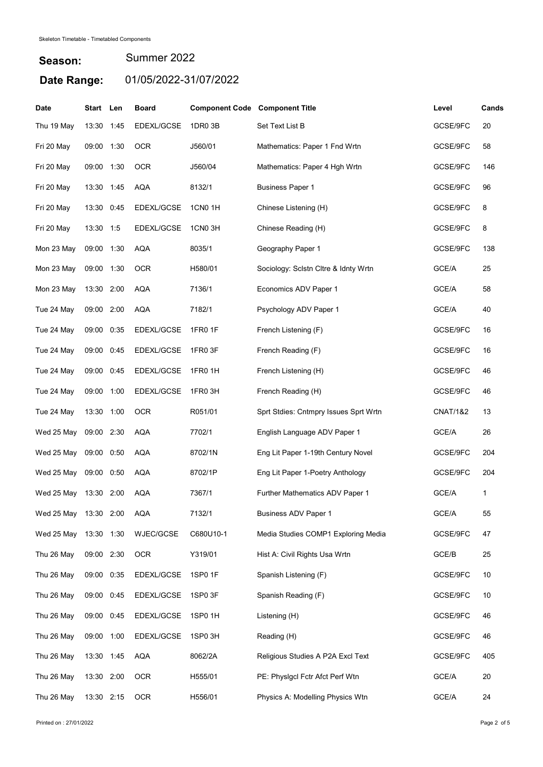Skeleton Timetable - Timetabled Components

**Season:** Summer 2022

**Date Range:** 01/05/2022-31/07/2022

| Date | Start | Len | Board | Component Code | Component Title | Level | Cands |
|---|---|---|---|---|---|---|---|
| Thu 19 May | 13:30 | 1:45 | EDEXL/GCSE | 1DR0 3B | Set Text List B | GCSE/9FC | 20 |
| Fri 20 May | 09:00 | 1:30 | OCR | J560/01 | Mathematics: Paper 1 Fnd Wrtn | GCSE/9FC | 58 |
| Fri 20 May | 09:00 | 1:30 | OCR | J560/04 | Mathematics: Paper 4 Hgh Wrtn | GCSE/9FC | 146 |
| Fri 20 May | 13:30 | 1:45 | AQA | 8132/1 | Business Paper 1 | GCSE/9FC | 96 |
| Fri 20 May | 13:30 | 0:45 | EDEXL/GCSE | 1CN0 1H | Chinese Listening (H) | GCSE/9FC | 8 |
| Fri 20 May | 13:30 | 1:5 | EDEXL/GCSE | 1CN0 3H | Chinese Reading (H) | GCSE/9FC | 8 |
| Mon 23 May | 09:00 | 1:30 | AQA | 8035/1 | Geography Paper 1 | GCSE/9FC | 138 |
| Mon 23 May | 09:00 | 1:30 | OCR | H580/01 | Sociology: Sclstn Cltre & Idnty Wrtn | GCE/A | 25 |
| Mon 23 May | 13:30 | 2:00 | AQA | 7136/1 | Economics ADV Paper 1 | GCE/A | 58 |
| Tue 24 May | 09:00 | 2:00 | AQA | 7182/1 | Psychology ADV Paper 1 | GCE/A | 40 |
| Tue 24 May | 09:00 | 0:35 | EDEXL/GCSE | 1FR0 1F | French Listening (F) | GCSE/9FC | 16 |
| Tue 24 May | 09:00 | 0:45 | EDEXL/GCSE | 1FR0 3F | French Reading (F) | GCSE/9FC | 16 |
| Tue 24 May | 09:00 | 0:45 | EDEXL/GCSE | 1FR0 1H | French Listening (H) | GCSE/9FC | 46 |
| Tue 24 May | 09:00 | 1:00 | EDEXL/GCSE | 1FR0 3H | French Reading (H) | GCSE/9FC | 46 |
| Tue 24 May | 13:30 | 1:00 | OCR | R051/01 | Sprt Stdies: Cntmpry Issues Sprt Wrtn | CNAT/1&2 | 13 |
| Wed 25 May | 09:00 | 2:30 | AQA | 7702/1 | English Language ADV Paper 1 | GCE/A | 26 |
| Wed 25 May | 09:00 | 0:50 | AQA | 8702/1N | Eng Lit Paper 1-19th Century Novel | GCSE/9FC | 204 |
| Wed 25 May | 09:00 | 0:50 | AQA | 8702/1P | Eng Lit Paper 1-Poetry Anthology | GCSE/9FC | 204 |
| Wed 25 May | 13:30 | 2:00 | AQA | 7367/1 | Further Mathematics ADV Paper 1 | GCE/A | 1 |
| Wed 25 May | 13:30 | 2:00 | AQA | 7132/1 | Business ADV Paper 1 | GCE/A | 55 |
| Wed 25 May | 13:30 | 1:30 | WJEC/GCSE | C680U10-1 | Media Studies COMP1 Exploring Media | GCSE/9FC | 47 |
| Thu 26 May | 09:00 | 2:30 | OCR | Y319/01 | Hist A: Civil Rights Usa Wrtn | GCE/B | 25 |
| Thu 26 May | 09:00 | 0:35 | EDEXL/GCSE | 1SP0 1F | Spanish Listening (F) | GCSE/9FC | 10 |
| Thu 26 May | 09:00 | 0:45 | EDEXL/GCSE | 1SP0 3F | Spanish Reading (F) | GCSE/9FC | 10 |
| Thu 26 May | 09:00 | 0:45 | EDEXL/GCSE | 1SP0 1H | Listening (H) | GCSE/9FC | 46 |
| Thu 26 May | 09:00 | 1:00 | EDEXL/GCSE | 1SP0 3H | Reading (H) | GCSE/9FC | 46 |
| Thu 26 May | 13:30 | 1:45 | AQA | 8062/2A | Religious Studies A P2A Excl Text | GCSE/9FC | 405 |
| Thu 26 May | 13:30 | 2:00 | OCR | H555/01 | PE: Physlgcl Fctr Afct Perf Wtn | GCE/A | 20 |
| Thu 26 May | 13:30 | 2:15 | OCR | H556/01 | Physics A: Modelling Physics Wtn | GCE/A | 24 |

Printed on : 27/01/2022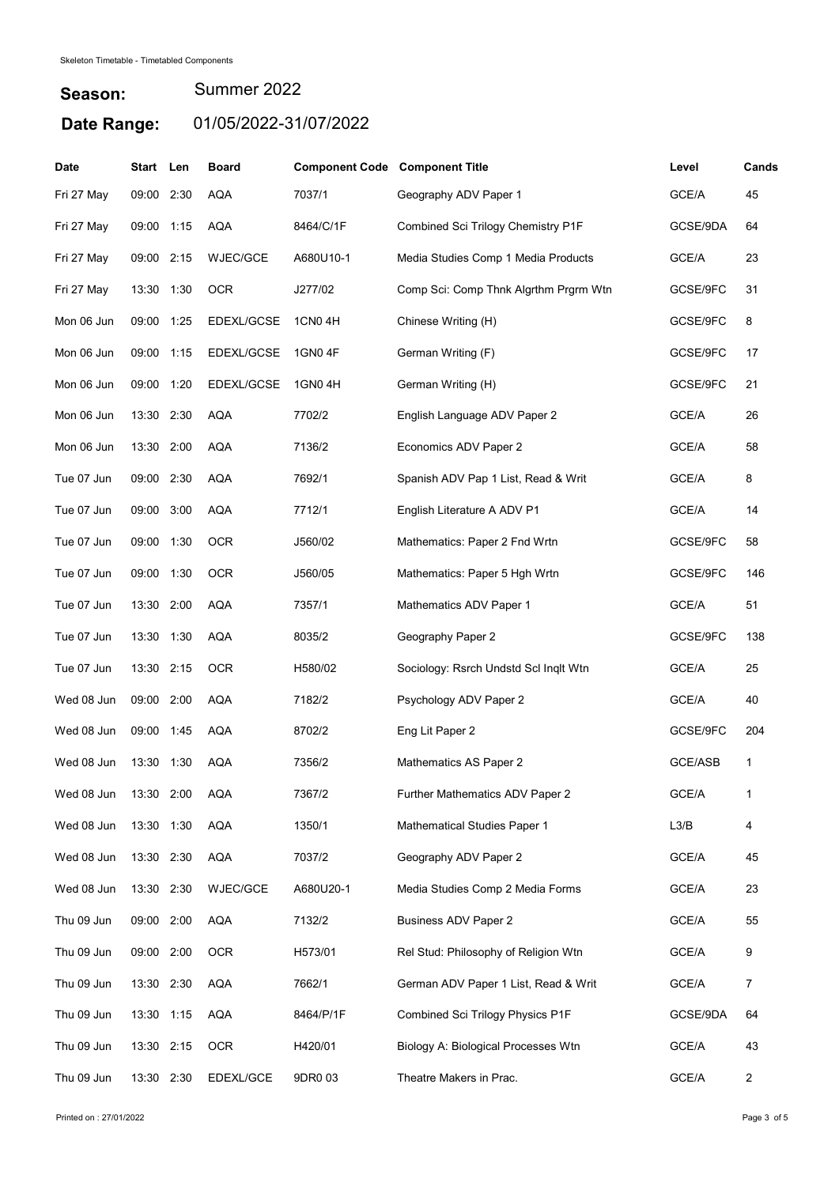Skeleton Timetable - Timetabled Components

**Season:** Summer 2022

**Date Range:** 01/05/2022-31/07/2022

| Date | Start | Len | Board | Component Code | Component Title | Level | Cands |
|---|---|---|---|---|---|---|---|
| Fri 27 May | 09:00 | 2:30 | AQA | 7037/1 | Geography ADV Paper 1 | GCE/A | 45 |
| Fri 27 May | 09:00 | 1:15 | AQA | 8464/C/1F | Combined Sci Trilogy Chemistry P1F | GCSE/9DA | 64 |
| Fri 27 May | 09:00 | 2:15 | WJEC/GCE | A680U10-1 | Media Studies Comp 1 Media Products | GCE/A | 23 |
| Fri 27 May | 13:30 | 1:30 | OCR | J277/02 | Comp Sci: Comp Thnk Algrthm Prgrm Wtn | GCSE/9FC | 31 |
| Mon 06 Jun | 09:00 | 1:25 | EDEXL/GCSE | 1CN0 4H | Chinese Writing (H) | GCSE/9FC | 8 |
| Mon 06 Jun | 09:00 | 1:15 | EDEXL/GCSE | 1GN0 4F | German Writing (F) | GCSE/9FC | 17 |
| Mon 06 Jun | 09:00 | 1:20 | EDEXL/GCSE | 1GN0 4H | German Writing (H) | GCSE/9FC | 21 |
| Mon 06 Jun | 13:30 | 2:30 | AQA | 7702/2 | English Language ADV Paper 2 | GCE/A | 26 |
| Mon 06 Jun | 13:30 | 2:00 | AQA | 7136/2 | Economics ADV Paper 2 | GCE/A | 58 |
| Tue 07 Jun | 09:00 | 2:30 | AQA | 7692/1 | Spanish ADV Pap 1 List, Read & Writ | GCE/A | 8 |
| Tue 07 Jun | 09:00 | 3:00 | AQA | 7712/1 | English Literature A ADV P1 | GCE/A | 14 |
| Tue 07 Jun | 09:00 | 1:30 | OCR | J560/02 | Mathematics: Paper 2 Fnd Wrtn | GCSE/9FC | 58 |
| Tue 07 Jun | 09:00 | 1:30 | OCR | J560/05 | Mathematics: Paper 5 Hgh Wrtn | GCSE/9FC | 146 |
| Tue 07 Jun | 13:30 | 2:00 | AQA | 7357/1 | Mathematics ADV Paper 1 | GCE/A | 51 |
| Tue 07 Jun | 13:30 | 1:30 | AQA | 8035/2 | Geography Paper 2 | GCSE/9FC | 138 |
| Tue 07 Jun | 13:30 | 2:15 | OCR | H580/02 | Sociology: Rsrch Undstd Scl Inqlt Wtn | GCE/A | 25 |
| Wed 08 Jun | 09:00 | 2:00 | AQA | 7182/2 | Psychology ADV Paper 2 | GCE/A | 40 |
| Wed 08 Jun | 09:00 | 1:45 | AQA | 8702/2 | Eng Lit Paper 2 | GCSE/9FC | 204 |
| Wed 08 Jun | 13:30 | 1:30 | AQA | 7356/2 | Mathematics AS Paper 2 | GCE/ASB | 1 |
| Wed 08 Jun | 13:30 | 2:00 | AQA | 7367/2 | Further Mathematics ADV Paper 2 | GCE/A | 1 |
| Wed 08 Jun | 13:30 | 1:30 | AQA | 1350/1 | Mathematical Studies Paper 1 | L3/B | 4 |
| Wed 08 Jun | 13:30 | 2:30 | AQA | 7037/2 | Geography ADV Paper 2 | GCE/A | 45 |
| Wed 08 Jun | 13:30 | 2:30 | WJEC/GCE | A680U20-1 | Media Studies Comp 2 Media Forms | GCE/A | 23 |
| Thu 09 Jun | 09:00 | 2:00 | AQA | 7132/2 | Business ADV Paper 2 | GCE/A | 55 |
| Thu 09 Jun | 09:00 | 2:00 | OCR | H573/01 | Rel Stud: Philosophy of Religion Wtn | GCE/A | 9 |
| Thu 09 Jun | 13:30 | 2:30 | AQA | 7662/1 | German ADV Paper 1 List, Read & Writ | GCE/A | 7 |
| Thu 09 Jun | 13:30 | 1:15 | AQA | 8464/P/1F | Combined Sci Trilogy Physics P1F | GCSE/9DA | 64 |
| Thu 09 Jun | 13:30 | 2:15 | OCR | H420/01 | Biology A: Biological Processes Wtn | GCE/A | 43 |
| Thu 09 Jun | 13:30 | 2:30 | EDEXL/GCE | 9DR0 03 | Theatre Makers in Prac. | GCE/A | 2 |

Printed on : 27/01/2022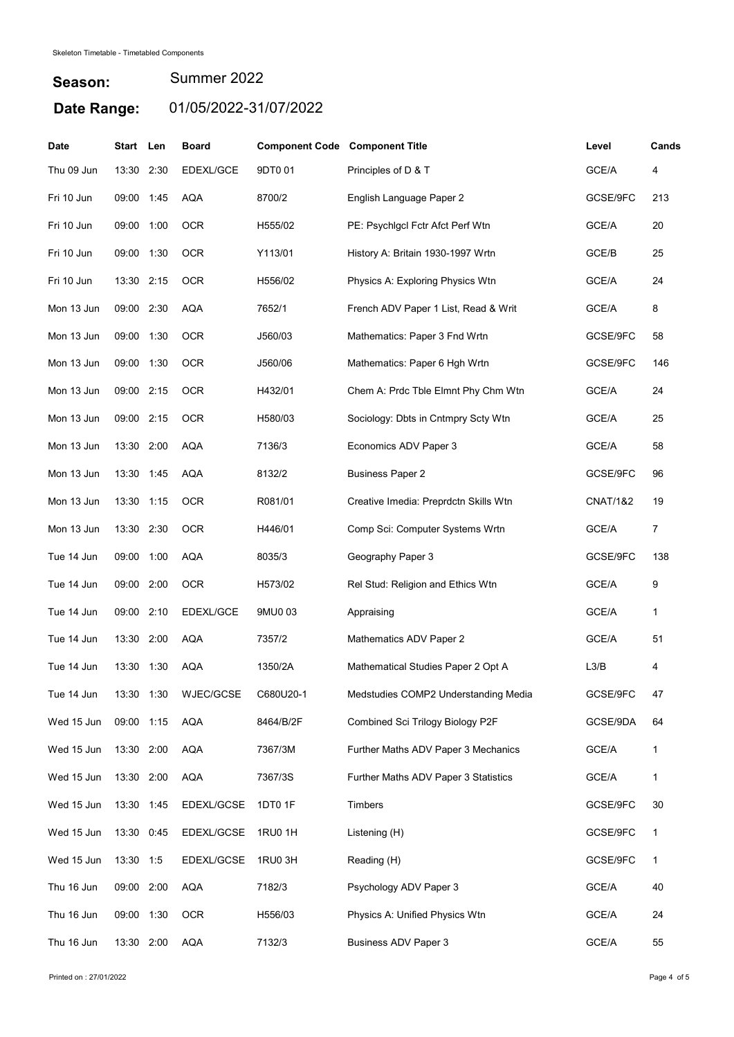Skeleton Timetable - Timetabled Components

**Season:** Summer 2022

**Date Range:** 01/05/2022-31/07/2022

| Date | Start | Len | Board | Component Code | Component Title | Level | Cands |
|---|---|---|---|---|---|---|---|
| Thu 09 Jun | 13:30 | 2:30 | EDEXL/GCE | 9DT0 01 | Principles of D & T | GCE/A | 4 |
| Fri 10 Jun | 09:00 | 1:45 | AQA | 8700/2 | English Language Paper 2 | GCSE/9FC | 213 |
| Fri 10 Jun | 09:00 | 1:00 | OCR | H555/02 | PE: Psychlgcl Fctr Afct Perf Wtn | GCE/A | 20 |
| Fri 10 Jun | 09:00 | 1:30 | OCR | Y113/01 | History A: Britain 1930-1997 Wrtn | GCE/B | 25 |
| Fri 10 Jun | 13:30 | 2:15 | OCR | H556/02 | Physics A: Exploring Physics Wtn | GCE/A | 24 |
| Mon 13 Jun | 09:00 | 2:30 | AQA | 7652/1 | French ADV Paper 1 List, Read & Writ | GCE/A | 8 |
| Mon 13 Jun | 09:00 | 1:30 | OCR | J560/03 | Mathematics: Paper 3 Fnd Wrtn | GCSE/9FC | 58 |
| Mon 13 Jun | 09:00 | 1:30 | OCR | J560/06 | Mathematics: Paper 6 Hgh Wrtn | GCSE/9FC | 146 |
| Mon 13 Jun | 09:00 | 2:15 | OCR | H432/01 | Chem A: Prdc Tble Elmnt Phy Chm Wtn | GCE/A | 24 |
| Mon 13 Jun | 09:00 | 2:15 | OCR | H580/03 | Sociology: Dbts in Cntmpry Scty Wtn | GCE/A | 25 |
| Mon 13 Jun | 13:30 | 2:00 | AQA | 7136/3 | Economics ADV Paper 3 | GCE/A | 58 |
| Mon 13 Jun | 13:30 | 1:45 | AQA | 8132/2 | Business Paper 2 | GCSE/9FC | 96 |
| Mon 13 Jun | 13:30 | 1:15 | OCR | R081/01 | Creative Imedia: Preprdctn Skills Wtn | CNAT/1&2 | 19 |
| Mon 13 Jun | 13:30 | 2:30 | OCR | H446/01 | Comp Sci: Computer Systems Wrtn | GCE/A | 7 |
| Tue 14 Jun | 09:00 | 1:00 | AQA | 8035/3 | Geography Paper 3 | GCSE/9FC | 138 |
| Tue 14 Jun | 09:00 | 2:00 | OCR | H573/02 | Rel Stud: Religion and Ethics Wtn | GCE/A | 9 |
| Tue 14 Jun | 09:00 | 2:10 | EDEXL/GCE | 9MU0 03 | Appraising | GCE/A | 1 |
| Tue 14 Jun | 13:30 | 2:00 | AQA | 7357/2 | Mathematics ADV Paper 2 | GCE/A | 51 |
| Tue 14 Jun | 13:30 | 1:30 | AQA | 1350/2A | Mathematical Studies Paper 2 Opt A | L3/B | 4 |
| Tue 14 Jun | 13:30 | 1:30 | WJEC/GCSE | C680U20-1 | Medstudies COMP2 Understanding Media | GCSE/9FC | 47 |
| Wed 15 Jun | 09:00 | 1:15 | AQA | 8464/B/2F | Combined Sci Trilogy Biology P2F | GCSE/9DA | 64 |
| Wed 15 Jun | 13:30 | 2:00 | AQA | 7367/3M | Further Maths ADV Paper 3 Mechanics | GCE/A | 1 |
| Wed 15 Jun | 13:30 | 2:00 | AQA | 7367/3S | Further Maths ADV Paper 3 Statistics | GCE/A | 1 |
| Wed 15 Jun | 13:30 | 1:45 | EDEXL/GCSE | 1DT0 1F | Timbers | GCSE/9FC | 30 |
| Wed 15 Jun | 13:30 | 0:45 | EDEXL/GCSE | 1RU0 1H | Listening (H) | GCSE/9FC | 1 |
| Wed 15 Jun | 13:30 | 1:5 | EDEXL/GCSE | 1RU0 3H | Reading (H) | GCSE/9FC | 1 |
| Thu 16 Jun | 09:00 | 2:00 | AQA | 7182/3 | Psychology ADV Paper 3 | GCE/A | 40 |
| Thu 16 Jun | 09:00 | 1:30 | OCR | H556/03 | Physics A: Unified Physics Wtn | GCE/A | 24 |
| Thu 16 Jun | 13:30 | 2:00 | AQA | 7132/3 | Business ADV Paper 3 | GCE/A | 55 |

Printed on : 27/01/2022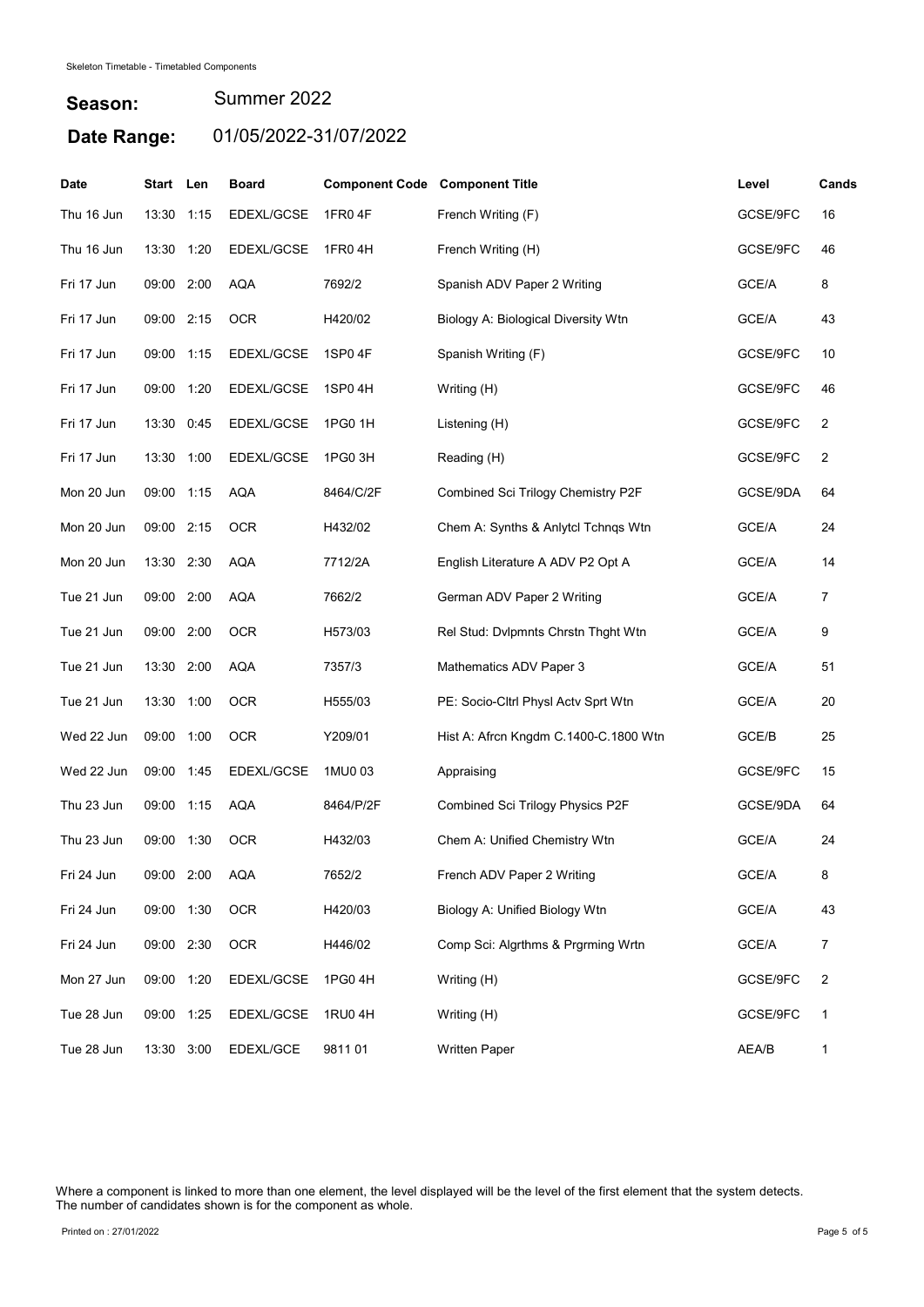Skeleton Timetable - Timetabled Components

**Season:** Summer 2022

**Date Range:** 01/05/2022-31/07/2022

| Date | Start | Len | Board | Component Code | Component Title | Level | Cands |
|---|---|---|---|---|---|---|---|
| Thu 16 Jun | 13:30 | 1:15 | EDEXL/GCSE | 1FR0 4F | French Writing (F) | GCSE/9FC | 16 |
| Thu 16 Jun | 13:30 | 1:20 | EDEXL/GCSE | 1FR0 4H | French Writing (H) | GCSE/9FC | 46 |
| Fri 17 Jun | 09:00 | 2:00 | AQA | 7692/2 | Spanish ADV Paper 2 Writing | GCE/A | 8 |
| Fri 17 Jun | 09:00 | 2:15 | OCR | H420/02 | Biology A: Biological Diversity Wtn | GCE/A | 43 |
| Fri 17 Jun | 09:00 | 1:15 | EDEXL/GCSE | 1SP0 4F | Spanish Writing (F) | GCSE/9FC | 10 |
| Fri 17 Jun | 09:00 | 1:20 | EDEXL/GCSE | 1SP0 4H | Writing (H) | GCSE/9FC | 46 |
| Fri 17 Jun | 13:30 | 0:45 | EDEXL/GCSE | 1PG0 1H | Listening (H) | GCSE/9FC | 2 |
| Fri 17 Jun | 13:30 | 1:00 | EDEXL/GCSE | 1PG0 3H | Reading (H) | GCSE/9FC | 2 |
| Mon 20 Jun | 09:00 | 1:15 | AQA | 8464/C/2F | Combined Sci Trilogy Chemistry P2F | GCSE/9DA | 64 |
| Mon 20 Jun | 09:00 | 2:15 | OCR | H432/02 | Chem A: Synths & Anlytcl Tchnqs Wtn | GCE/A | 24 |
| Mon 20 Jun | 13:30 | 2:30 | AQA | 7712/2A | English Literature A ADV P2 Opt A | GCE/A | 14 |
| Tue 21 Jun | 09:00 | 2:00 | AQA | 7662/2 | German ADV Paper 2 Writing | GCE/A | 7 |
| Tue 21 Jun | 09:00 | 2:00 | OCR | H573/03 | Rel Stud: Dvlpmnts Chrstn Thght Wtn | GCE/A | 9 |
| Tue 21 Jun | 13:30 | 2:00 | AQA | 7357/3 | Mathematics ADV Paper 3 | GCE/A | 51 |
| Tue 21 Jun | 13:30 | 1:00 | OCR | H555/03 | PE: Socio-Cltrl Physl Actv Sprt Wtn | GCE/A | 20 |
| Wed 22 Jun | 09:00 | 1:00 | OCR | Y209/01 | Hist A: Afrcn Kngdm C.1400-C.1800 Wtn | GCE/B | 25 |
| Wed 22 Jun | 09:00 | 1:45 | EDEXL/GCSE | 1MU0 03 | Appraising | GCSE/9FC | 15 |
| Thu 23 Jun | 09:00 | 1:15 | AQA | 8464/P/2F | Combined Sci Trilogy Physics P2F | GCSE/9DA | 64 |
| Thu 23 Jun | 09:00 | 1:30 | OCR | H432/03 | Chem A: Unified Chemistry Wtn | GCE/A | 24 |
| Fri 24 Jun | 09:00 | 2:00 | AQA | 7652/2 | French ADV Paper 2 Writing | GCE/A | 8 |
| Fri 24 Jun | 09:00 | 1:30 | OCR | H420/03 | Biology A: Unified Biology Wtn | GCE/A | 43 |
| Fri 24 Jun | 09:00 | 2:30 | OCR | H446/02 | Comp Sci: Algrthms & Prgrming Wrtn | GCE/A | 7 |
| Mon 27 Jun | 09:00 | 1:20 | EDEXL/GCSE | 1PG0 4H | Writing (H) | GCSE/9FC | 2 |
| Tue 28 Jun | 09:00 | 1:25 | EDEXL/GCSE | 1RU0 4H | Writing (H) | GCSE/9FC | 1 |
| Tue 28 Jun | 13:30 | 3:00 | EDEXL/GCE | 9811 01 | Written Paper | AEA/B | 1 |

Where a component is linked to more than one element, the level displayed will be the level of the first element that the system detects.
The number of candidates shown is for the component as whole.

Printed on : 27/01/2022